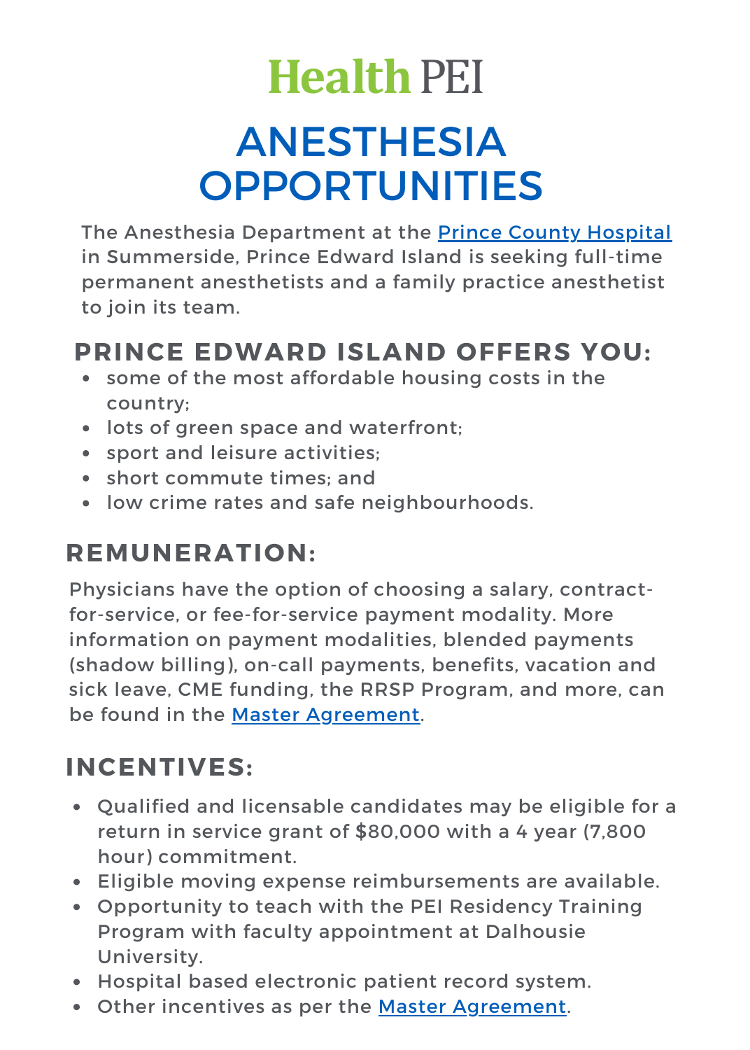# Health PEI

# ANESTHESIA OPPORTUNITIES

The Anesthesia Department at the Prince County Hospital in Summerside, Prince Edward Island is seeking full-time permanent anesthetists and a family practice anesthetist to join its team.

## PRINCE EDWARD ISLAND OFFERS YOU:

- some of the most affordable housing costs in the country;
- lots of green space and waterfront;
- sport and leisure activities;
- short commute times; and
- low crime rates and safe neighbourhoods.

## REMUNERATION:

Physicians have the option of choosing a salary, contract-for-service, or fee-for-service payment modality. More information on payment modalities, blended payments (shadow billing), on-call payments, benefits, vacation and sick leave, CME funding, the RRSP Program, and more, can be found in the Master Agreement.

## INCENTIVES:

- Qualified and licensable candidates may be eligible for a return in service grant of $80,000 with a 4 year (7,800 hour) commitment.
- Eligible moving expense reimbursements are available.
- Opportunity to teach with the PEI Residency Training Program with faculty appointment at Dalhousie University.
- Hospital based electronic patient record system.
- Other incentives as per the Master Agreement.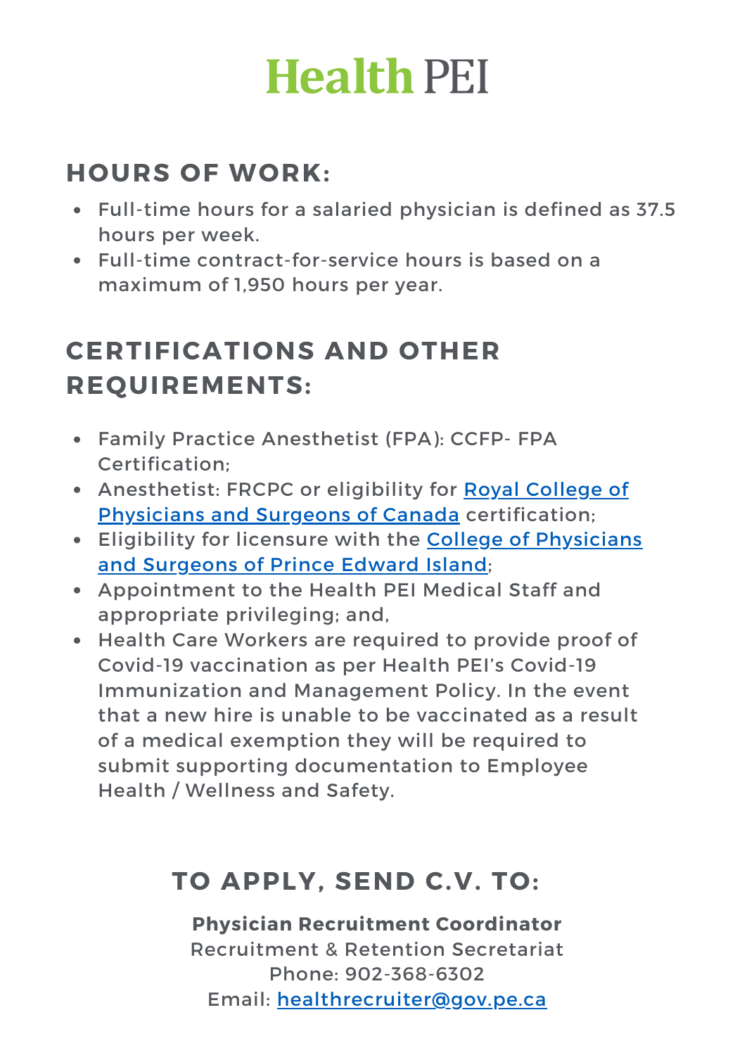# Health PEI

## HOURS OF WORK:

- Full-time hours for a salaried physician is defined as 37.5 hours per week.
- Full-time contract-for-service hours is based on a maximum of 1,950 hours per year.

## CERTIFICATIONS AND OTHER REQUIREMENTS:

- Family Practice Anesthetist (FPA): CCFP- FPA Certification;
- Anesthetist: FRCPC or eligibility for Royal College of Physicians and Surgeons of Canada certification;
- Eligibility for licensure with the College of Physicians and Surgeons of Prince Edward Island;
- Appointment to the Health PEI Medical Staff and appropriate privileging; and,
- Health Care Workers are required to provide proof of Covid-19 vaccination as per Health PEI's Covid-19 Immunization and Management Policy. In the event that a new hire is unable to be vaccinated as a result of a medical exemption they will be required to submit supporting documentation to Employee Health / Wellness and Safety.

## TO APPLY, SEND C.V. TO:

**Physician Recruitment Coordinator**
Recruitment & Retention Secretariat
Phone: 902-368-6302
Email: healthrecruiter@gov.pe.ca